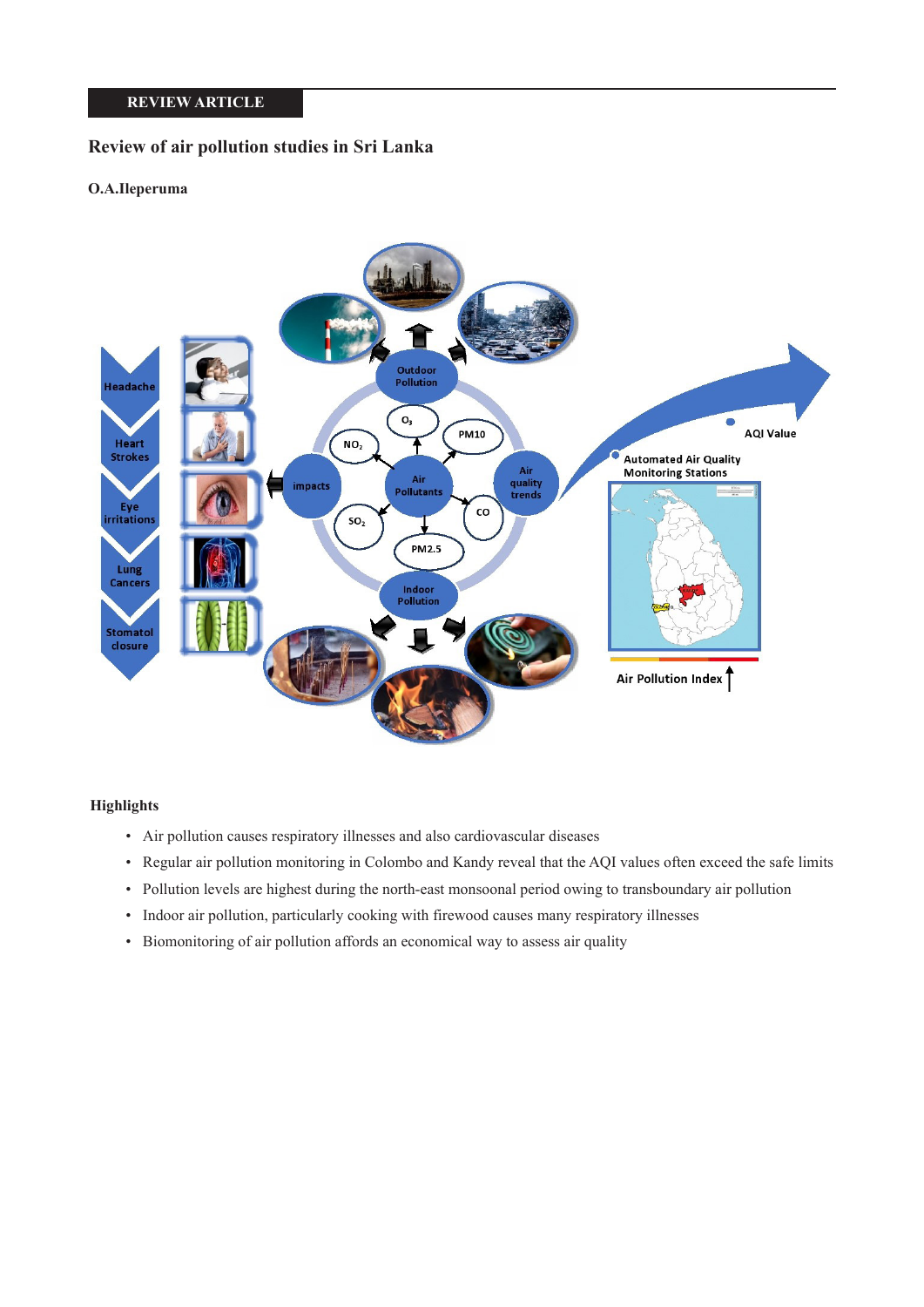REVIEW ARTICLE

# Review of air pollution studies in Sri Lanka

**O.A.Ileperuma**

## Highlights

- Air pollution causes respiratory illnesses and also cardiovascular diseases
- Regular air pollution monitoring in Colombo and Kandy reveal that the AQI values often exceed the safe limits
- Pollution levels are highest during the north-east monsoonal period owing to transboundary air pollution
- Indoor air pollution, particularly cooking with firewood causes many respiratory illnesses
- Biomonitoring of air pollution affords an economical way to assess air quality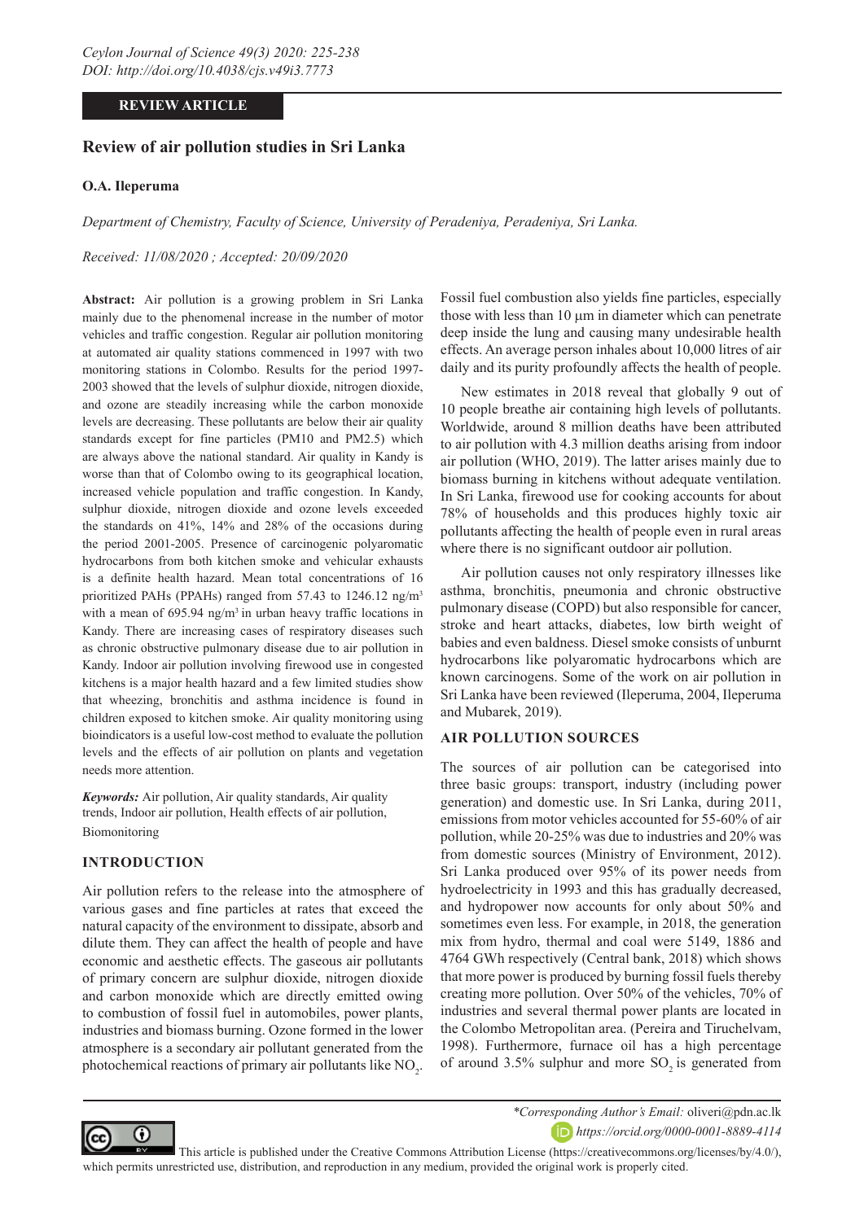**REVIEW ARTICLE**

# Review of air pollution studies in Sri Lanka

**O.A. Ileperuma**

*Department of Chemistry, Faculty of Science, University of Peradeniya, Peradeniya, Sri Lanka.*

*Received: 11/08/2020 ; Accepted: 20/09/2020*

**Abstract:** Air pollution is a growing problem in Sri Lanka mainly due to the phenomenal increase in the number of motor vehicles and traffic congestion. Regular air pollution monitoring at automated air quality stations commenced in 1997 with two monitoring stations in Colombo. Results for the period 1997-2003 showed that the levels of sulphur dioxide, nitrogen dioxide, and ozone are steadily increasing while the carbon monoxide levels are decreasing. These pollutants are below their air quality standards except for fine particles (PM10 and PM2.5) which are always above the national standard. Air quality in Kandy is worse than that of Colombo owing to its geographical location, increased vehicle population and traffic congestion. In Kandy, sulphur dioxide, nitrogen dioxide and ozone levels exceeded the standards on 41%, 14% and 28% of the occasions during the period 2001-2005. Presence of carcinogenic polyaromatic hydrocarbons from both kitchen smoke and vehicular exhausts is a definite health hazard. Mean total concentrations of 16 prioritized PAHs (PPAHs) ranged from 57.43 to 1246.12 ng/m$^3$ with a mean of 695.94 ng/m$^3$ in urban heavy traffic locations in Kandy. There are increasing cases of respiratory diseases such as chronic obstructive pulmonary disease due to air pollution in Kandy. Indoor air pollution involving firewood use in congested kitchens is a major health hazard and a few limited studies show that wheezing, bronchitis and asthma incidence is found in children exposed to kitchen smoke. Air quality monitoring using bioindicators is a useful low-cost method to evaluate the pollution levels and the effects of air pollution on plants and vegetation needs more attention.

***Keywords:*** Air pollution, Air quality standards, Air quality trends, Indoor air pollution, Health effects of air pollution, Biomonitoring

## INTRODUCTION

Air pollution refers to the release into the atmosphere of various gases and fine particles at rates that exceed the natural capacity of the environment to dissipate, absorb and dilute them. They can affect the health of people and have economic and aesthetic effects. The gaseous air pollutants of primary concern are sulphur dioxide, nitrogen dioxide and carbon monoxide which are directly emitted owing to combustion of fossil fuel in automobiles, power plants, industries and biomass burning. Ozone formed in the lower atmosphere is a secondary air pollutant generated from the photochemical reactions of primary air pollutants like $NO_2$. Fossil fuel combustion also yields fine particles, especially those with less than 10 µm in diameter which can penetrate deep inside the lung and causing many undesirable health effects. An average person inhales about 10,000 litres of air daily and its purity profoundly affects the health of people.

New estimates in 2018 reveal that globally 9 out of 10 people breathe air containing high levels of pollutants. Worldwide, around 8 million deaths have been attributed to air pollution with 4.3 million deaths arising from indoor air pollution (WHO, 2019). The latter arises mainly due to biomass burning in kitchens without adequate ventilation. In Sri Lanka, firewood use for cooking accounts for about 78% of households and this produces highly toxic air pollutants affecting the health of people even in rural areas where there is no significant outdoor air pollution.

Air pollution causes not only respiratory illnesses like asthma, bronchitis, pneumonia and chronic obstructive pulmonary disease (COPD) but also responsible for cancer, stroke and heart attacks, diabetes, low birth weight of babies and even baldness. Diesel smoke consists of unburnt hydrocarbons like polyaromatic hydrocarbons which are known carcinogens. Some of the work on air pollution in Sri Lanka have been reviewed (Ileperuma, 2004, Ileperuma and Mubarek, 2019).

## AIR POLLUTION SOURCES

The sources of air pollution can be categorised into three basic groups: transport, industry (including power generation) and domestic use. In Sri Lanka, during 2011, emissions from motor vehicles accounted for 55-60% of air pollution, while 20-25% was due to industries and 20% was from domestic sources (Ministry of Environment, 2012). Sri Lanka produced over 95% of its power needs from hydroelectricity in 1993 and this has gradually decreased, and hydropower now accounts for only about 50% and sometimes even less. For example, in 2018, the generation mix from hydro, thermal and coal were 5149, 1886 and 4764 GWh respectively (Central bank, 2018) which shows that more power is produced by burning fossil fuels thereby creating more pollution. Over 50% of the vehicles, 70% of industries and several thermal power plants are located in the Colombo Metropolitan area. (Pereira and Tiruchelvam, 1998). Furthermore, furnace oil has a high percentage of around 3.5% sulphur and more $SO_2$ is generated from

*\*Corresponding Author's Email:* oliveri@pdn.ac.lk

*https://orcid.org/0000-0001-8889-4114*

This article is published under the Creative Commons Attribution License (https://creativecommons.org/licenses/by/4.0/), which permits unrestricted use, distribution, and reproduction in any medium, provided the original work is properly cited.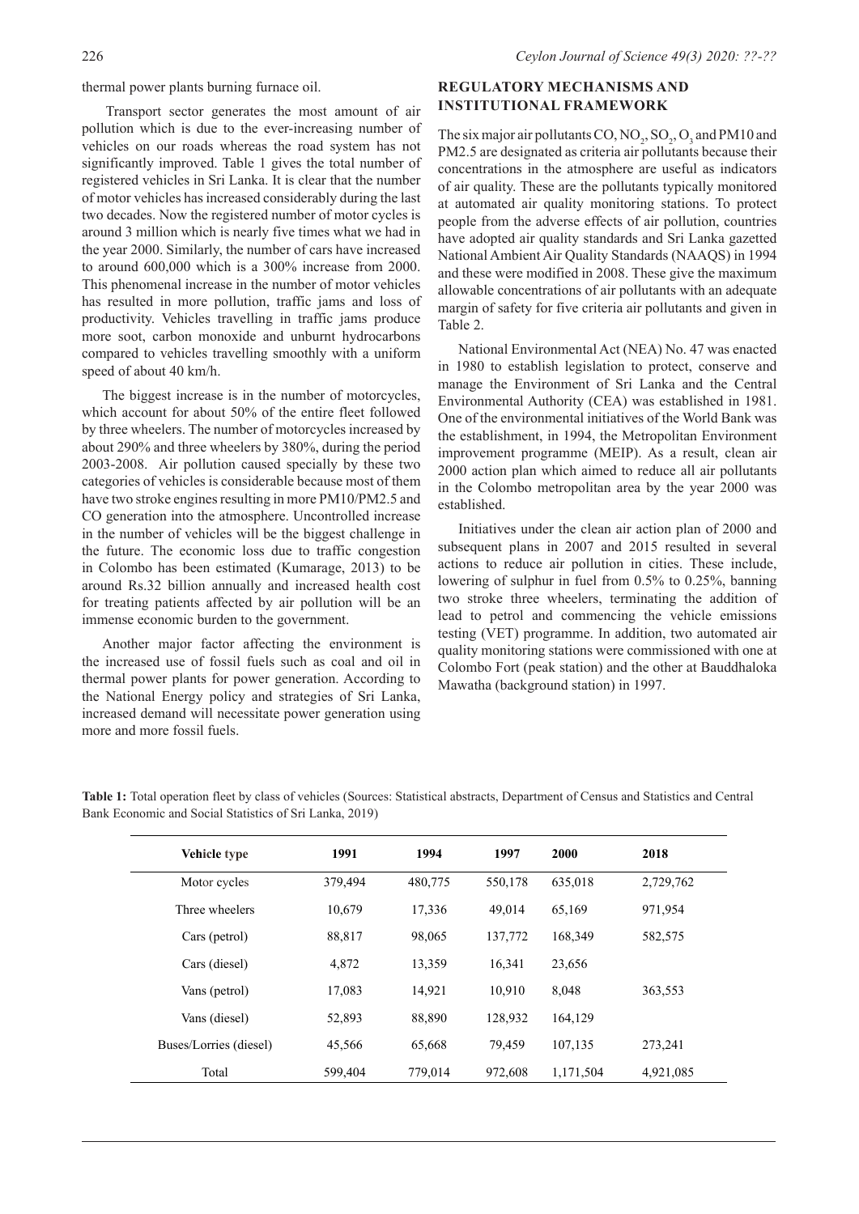thermal power plants burning furnace oil.

Transport sector generates the most amount of air pollution which is due to the ever-increasing number of vehicles on our roads whereas the road system has not significantly improved. Table 1 gives the total number of registered vehicles in Sri Lanka. It is clear that the number of motor vehicles has increased considerably during the last two decades. Now the registered number of motor cycles is around 3 million which is nearly five times what we had in the year 2000. Similarly, the number of cars have increased to around 600,000 which is a 300% increase from 2000. This phenomenal increase in the number of motor vehicles has resulted in more pollution, traffic jams and loss of productivity. Vehicles travelling in traffic jams produce more soot, carbon monoxide and unburnt hydrocarbons compared to vehicles travelling smoothly with a uniform speed of about 40 km/h.

The biggest increase is in the number of motorcycles, which account for about 50% of the entire fleet followed by three wheelers. The number of motorcycles increased by about 290% and three wheelers by 380%, during the period 2003-2008. Air pollution caused specially by these two categories of vehicles is considerable because most of them have two stroke engines resulting in more PM10/PM2.5 and CO generation into the atmosphere. Uncontrolled increase in the number of vehicles will be the biggest challenge in the future. The economic loss due to traffic congestion in Colombo has been estimated (Kumarage, 2013) to be around Rs.32 billion annually and increased health cost for treating patients affected by air pollution will be an immense economic burden to the government.

Another major factor affecting the environment is the increased use of fossil fuels such as coal and oil in thermal power plants for power generation. According to the National Energy policy and strategies of Sri Lanka, increased demand will necessitate power generation using more and more fossil fuels.

## REGULATORY MECHANISMS AND INSTITUTIONAL FRAMEWORK

The six major air pollutants CO, $NO_2$, $SO_2$, $O_3$ and PM10 and PM2.5 are designated as criteria air pollutants because their concentrations in the atmosphere are useful as indicators of air quality. These are the pollutants typically monitored at automated air quality monitoring stations. To protect people from the adverse effects of air pollution, countries have adopted air quality standards and Sri Lanka gazetted National Ambient Air Quality Standards (NAAQS) in 1994 and these were modified in 2008. These give the maximum allowable concentrations of air pollutants with an adequate margin of safety for five criteria air pollutants and given in Table 2.

National Environmental Act (NEA) No. 47 was enacted in 1980 to establish legislation to protect, conserve and manage the Environment of Sri Lanka and the Central Environmental Authority (CEA) was established in 1981. One of the environmental initiatives of the World Bank was the establishment, in 1994, the Metropolitan Environment improvement programme (MEIP). As a result, clean air 2000 action plan which aimed to reduce all air pollutants in the Colombo metropolitan area by the year 2000 was established.

Initiatives under the clean air action plan of 2000 and subsequent plans in 2007 and 2015 resulted in several actions to reduce air pollution in cities. These include, lowering of sulphur in fuel from 0.5% to 0.25%, banning two stroke three wheelers, terminating the addition of lead to petrol and commencing the vehicle emissions testing (VET) programme. In addition, two automated air quality monitoring stations were commissioned with one at Colombo Fort (peak station) and the other at Bauddhaloka Mawatha (background station) in 1997.

**Table 1:** Total operation fleet by class of vehicles (Sources: Statistical abstracts, Department of Census and Statistics and Central Bank Economic and Social Statistics of Sri Lanka, 2019)

| Vehicle type | 1991 | 1994 | 1997 | 2000 | 2018 |
|---|---|---|---|---|---|
| Motor cycles | 379,494 | 480,775 | 550,178 | 635,018 | 2,729,762 |
| Three wheelers | 10,679 | 17,336 | 49,014 | 65,169 | 971,954 |
| Cars (petrol) | 88,817 | 98,065 | 137,772 | 168,349 | 582,575 |
| Cars (diesel) | 4,872 | 13,359 | 16,341 | 23,656 | |
| Vans (petrol) | 17,083 | 14,921 | 10,910 | 8,048 | 363,553 |
| Vans (diesel) | 52,893 | 88,890 | 128,932 | 164,129 | |
| Buses/Lorries (diesel) | 45,566 | 65,668 | 79,459 | 107,135 | 273,241 |
| Total | 599,404 | 779,014 | 972,608 | 1,171,504 | 4,921,085 |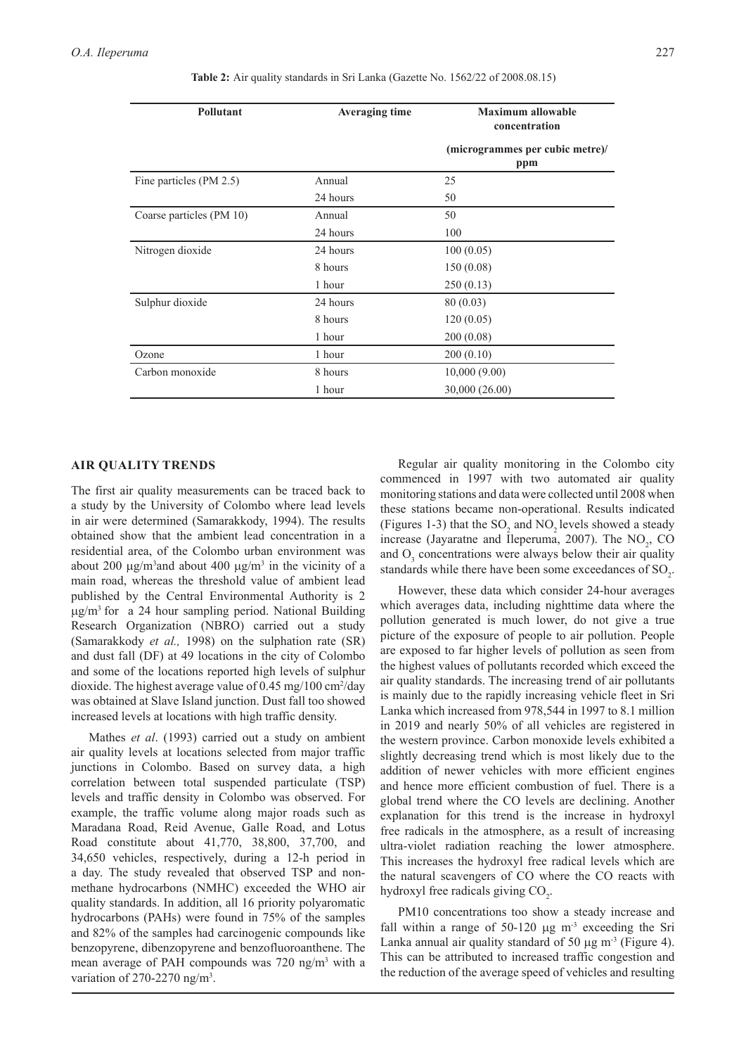**Table 2:** Air quality standards in Sri Lanka (Gazette No. 1562/22 of 2008.08.15)

| Pollutant | Averaging time | Maximum allowable concentration (microgrammes per cubic metre)/ ppm |
|---|---|---|
| Fine particles (PM 2.5) | Annual | 25 |
| | 24 hours | 50 |
| Coarse particles (PM 10) | Annual | 50 |
| | 24 hours | 100 |
| Nitrogen dioxide | 24 hours | 100 (0.05) |
| | 8 hours | 150 (0.08) |
| | 1 hour | 250 (0.13) |
| Sulphur dioxide | 24 hours | 80 (0.03) |
| | 8 hours | 120 (0.05) |
| | 1 hour | 200 (0.08) |
| Ozone | 1 hour | 200 (0.10) |
| Carbon monoxide | 8 hours | 10,000 (9.00) |
| | 1 hour | 30,000 (26.00) |

## AIR QUALITY TRENDS

The first air quality measurements can be traced back to a study by the University of Colombo where lead levels in air were determined (Samarakkody, 1994). The results obtained show that the ambient lead concentration in a residential area, of the Colombo urban environment was about 200 μg/m$^3$and about 400 μg/m$^3$ in the vicinity of a main road, whereas the threshold value of ambient lead published by the Central Environmental Authority is 2 μg/m$^3$ for a 24 hour sampling period. National Building Research Organization (NBRO) carried out a study (Samarakkody *et al.,* 1998) on the sulphation rate (SR) and dust fall (DF) at 49 locations in the city of Colombo and some of the locations reported high levels of sulphur dioxide. The highest average value of 0.45 mg/100 cm$^2$/day was obtained at Slave Island junction. Dust fall too showed increased levels at locations with high traffic density.

Mathes *et al*. (1993) carried out a study on ambient air quality levels at locations selected from major traffic junctions in Colombo. Based on survey data, a high correlation between total suspended particulate (TSP) levels and traffic density in Colombo was observed. For example, the traffic volume along major roads such as Maradana Road, Reid Avenue, Galle Road, and Lotus Road constitute about 41,770, 38,800, 37,700, and 34,650 vehicles, respectively, during a 12-h period in a day. The study revealed that observed TSP and non-methane hydrocarbons (NMHC) exceeded the WHO air quality standards. In addition, all 16 priority polyaromatic hydrocarbons (PAHs) were found in 75% of the samples and 82% of the samples had carcinogenic compounds like benzopyrene, dibenzopyrene and benzofluoroanthene. The mean average of PAH compounds was 720 ng/m$^3$ with a variation of 270-2270 ng/m$^3$.

Regular air quality monitoring in the Colombo city commenced in 1997 with two automated air quality monitoring stations and data were collected until 2008 when these stations became non-operational. Results indicated (Figures 1-3) that the $SO_2$ and $NO_2$ levels showed a steady increase (Jayaratne and Ileperuma, 2007). The $NO_2$, CO and $O_3$ concentrations were always below their air quality standards while there have been some exceedances of $SO_2$.

However, these data which consider 24-hour averages which averages data, including nighttime data where the pollution generated is much lower, do not give a true picture of the exposure of people to air pollution. People are exposed to far higher levels of pollution as seen from the highest values of pollutants recorded which exceed the air quality standards. The increasing trend of air pollutants is mainly due to the rapidly increasing vehicle fleet in Sri Lanka which increased from 978,544 in 1997 to 8.1 million in 2019 and nearly 50% of all vehicles are registered in the western province. Carbon monoxide levels exhibited a slightly decreasing trend which is most likely due to the addition of newer vehicles with more efficient engines and hence more efficient combustion of fuel. There is a global trend where the CO levels are declining. Another explanation for this trend is the increase in hydroxyl free radicals in the atmosphere, as a result of increasing ultra-violet radiation reaching the lower atmosphere. This increases the hydroxyl free radical levels which are the natural scavengers of CO where the CO reacts with hydroxyl free radicals giving $CO_2$.

PM10 concentrations too show a steady increase and fall within a range of 50-120 μg m$^{-3}$ exceeding the Sri Lanka annual air quality standard of 50 μg m$^{-3}$ (Figure 4). This can be attributed to increased traffic congestion and the reduction of the average speed of vehicles and resulting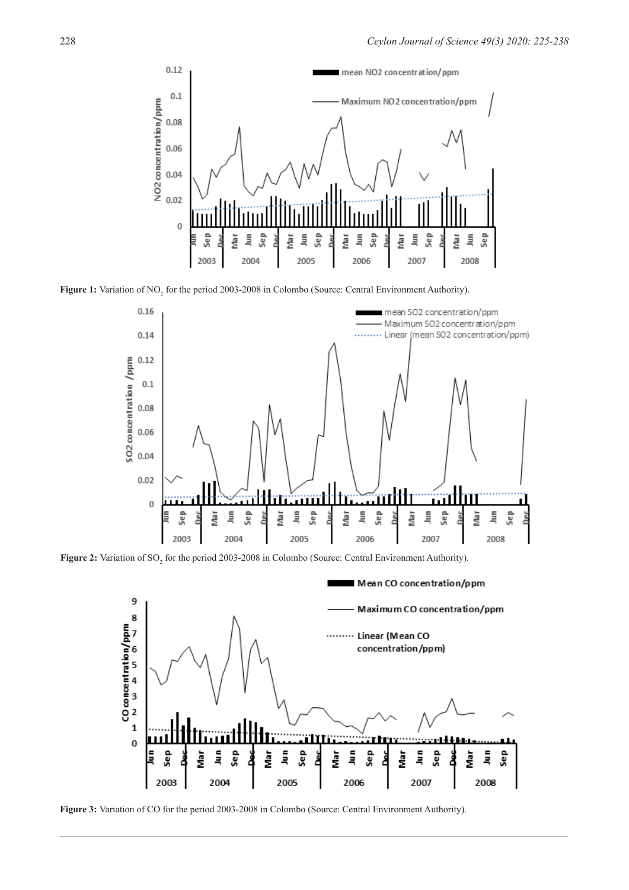**Figure 1:** Variation of $NO_2$ for the period 2003-2008 in Colombo (Source: Central Environment Authority).

**Figure 2:** Variation of $SO_2$ for the period 2003-2008 in Colombo (Source: Central Environment Authority).

**Figure 3:** Variation of CO for the period 2003-2008 in Colombo (Source: Central Environment Authority).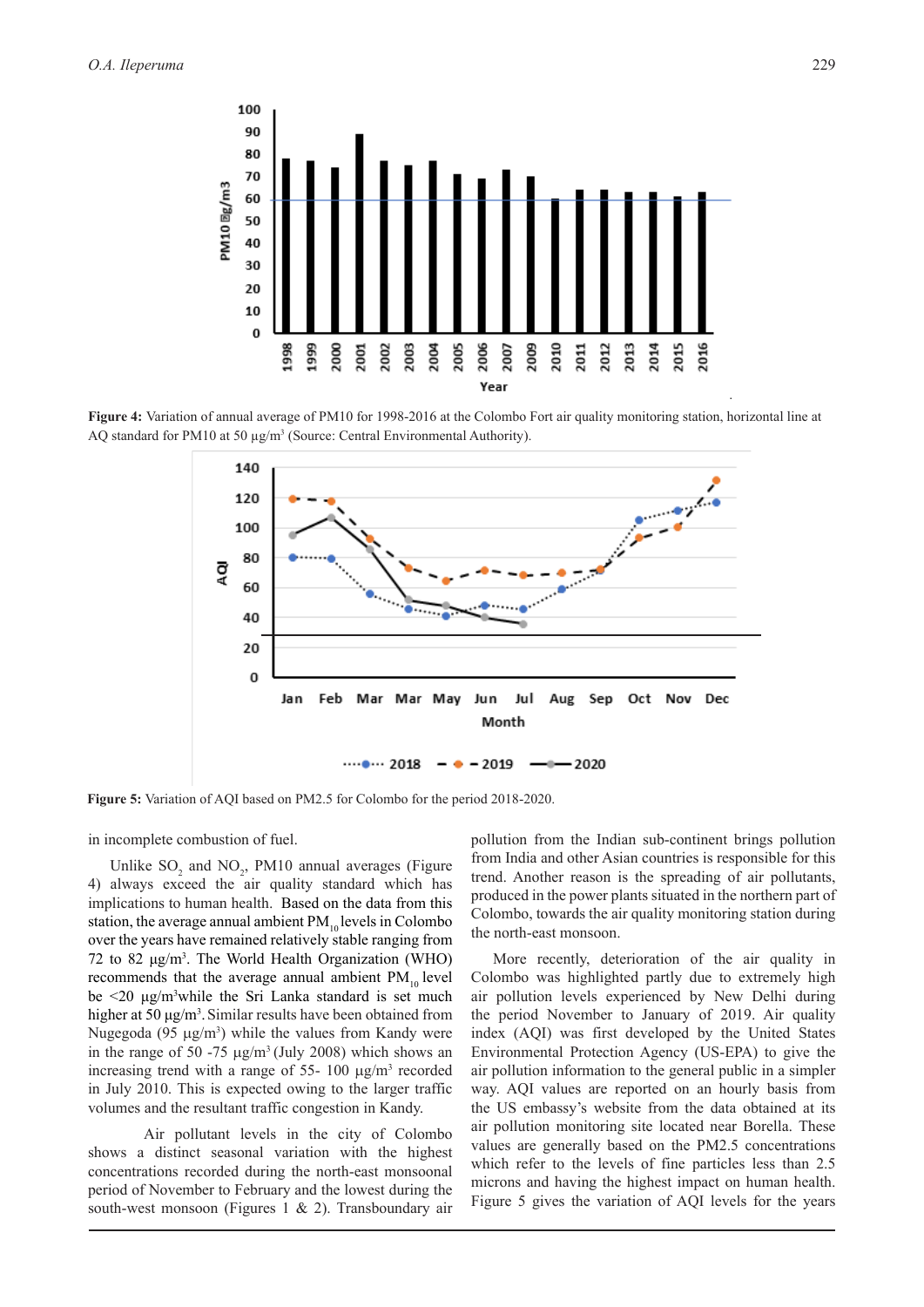**Figure 4:** Variation of annual average of PM10 for 1998-2016 at the Colombo Fort air quality monitoring station, horizontal line at AQ standard for PM10 at 50 µg/m³ (Source: Central Environmental Authority).

**Figure 5:** Variation of AQI based on PM2.5 for Colombo for the period 2018-2020.

in incomplete combustion of fuel.

Unlike $SO_2$ and $NO_2$, PM10 annual averages (Figure 4) always exceed the air quality standard which has implications to human health. Based on the data from this station, the average annual ambient $PM_{10}$ levels in Colombo over the years have remained relatively stable ranging from 72 to 82 µg/m³. The World Health Organization (WHO) recommends that the average annual ambient $PM_{10}$ level be <20 µg/m³while the Sri Lanka standard is set much higher at 50 µg/m³. Similar results have been obtained from Nugegoda (95 µg/m³) while the values from Kandy were in the range of 50 -75 µg/m³ (July 2008) which shows an increasing trend with a range of 55- 100 µg/m³ recorded in July 2010. This is expected owing to the larger traffic volumes and the resultant traffic congestion in Kandy.

Air pollutant levels in the city of Colombo shows a distinct seasonal variation with the highest concentrations recorded during the north-east monsoonal period of November to February and the lowest during the south-west monsoon (Figures 1 & 2). Transboundary air pollution from the Indian sub-continent brings pollution from India and other Asian countries is responsible for this trend. Another reason is the spreading of air pollutants, produced in the power plants situated in the northern part of Colombo, towards the air quality monitoring station during the north-east monsoon.

More recently, deterioration of the air quality in Colombo was highlighted partly due to extremely high air pollution levels experienced by New Delhi during the period November to January of 2019. Air quality index (AQI) was first developed by the United States Environmental Protection Agency (US-EPA) to give the air pollution information to the general public in a simpler way. AQI values are reported on an hourly basis from the US embassy's website from the data obtained at its air pollution monitoring site located near Borella. These values are generally based on the PM2.5 concentrations which refer to the levels of fine particles less than 2.5 microns and having the highest impact on human health. Figure 5 gives the variation of AQI levels for the years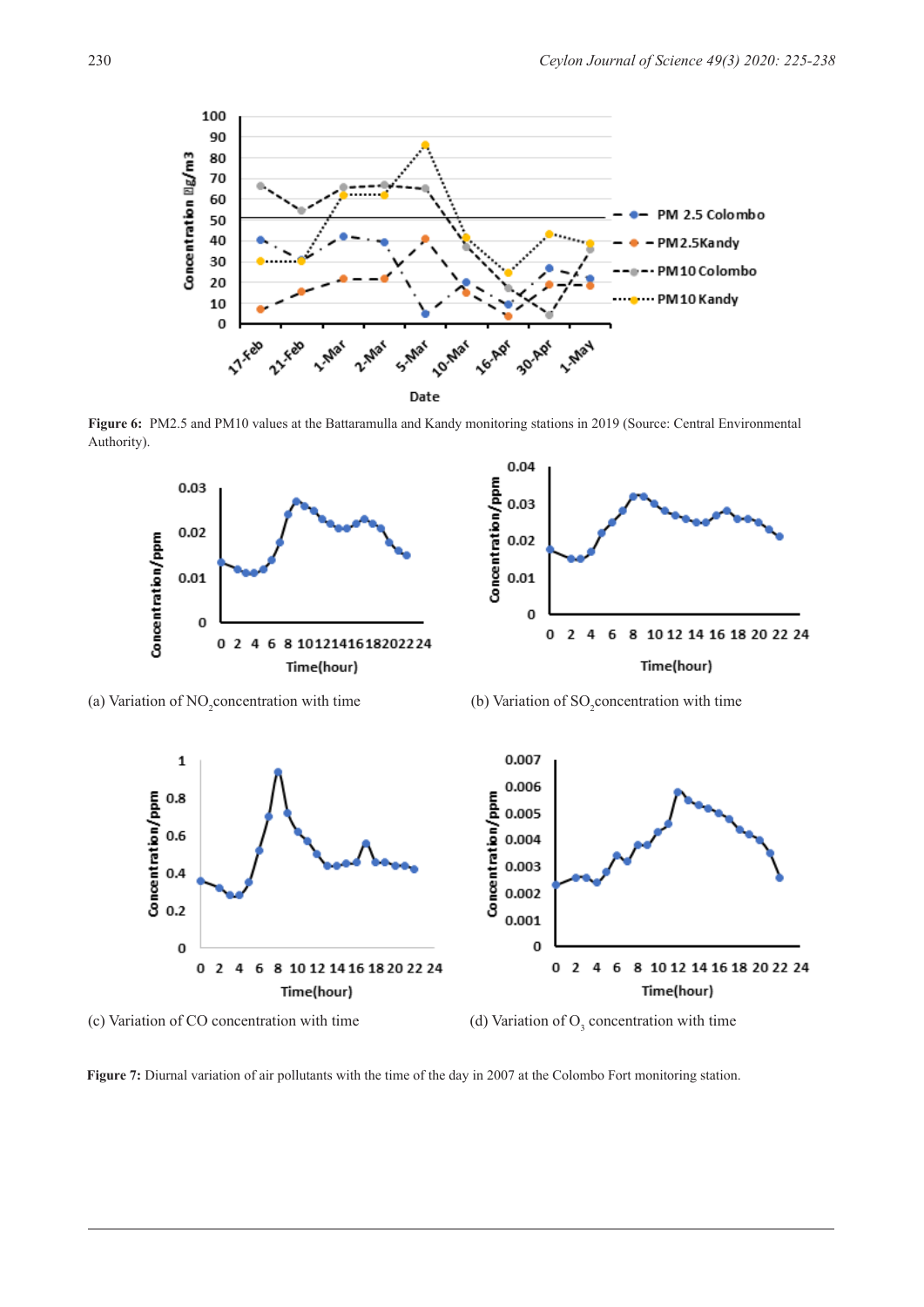**Figure 6:** PM2.5 and PM10 values at the Battaramulla and Kandy monitoring stations in 2019 (Source: Central Environmental Authority).

(a) Variation of $NO_2$ concentration with time

(b) Variation of $SO_2$ concentration with time

(c) Variation of CO concentration with time

(d) Variation of $O_3$ concentration with time

**Figure 7:** Diurnal variation of air pollutants with the time of the day in 2007 at the Colombo Fort monitoring station.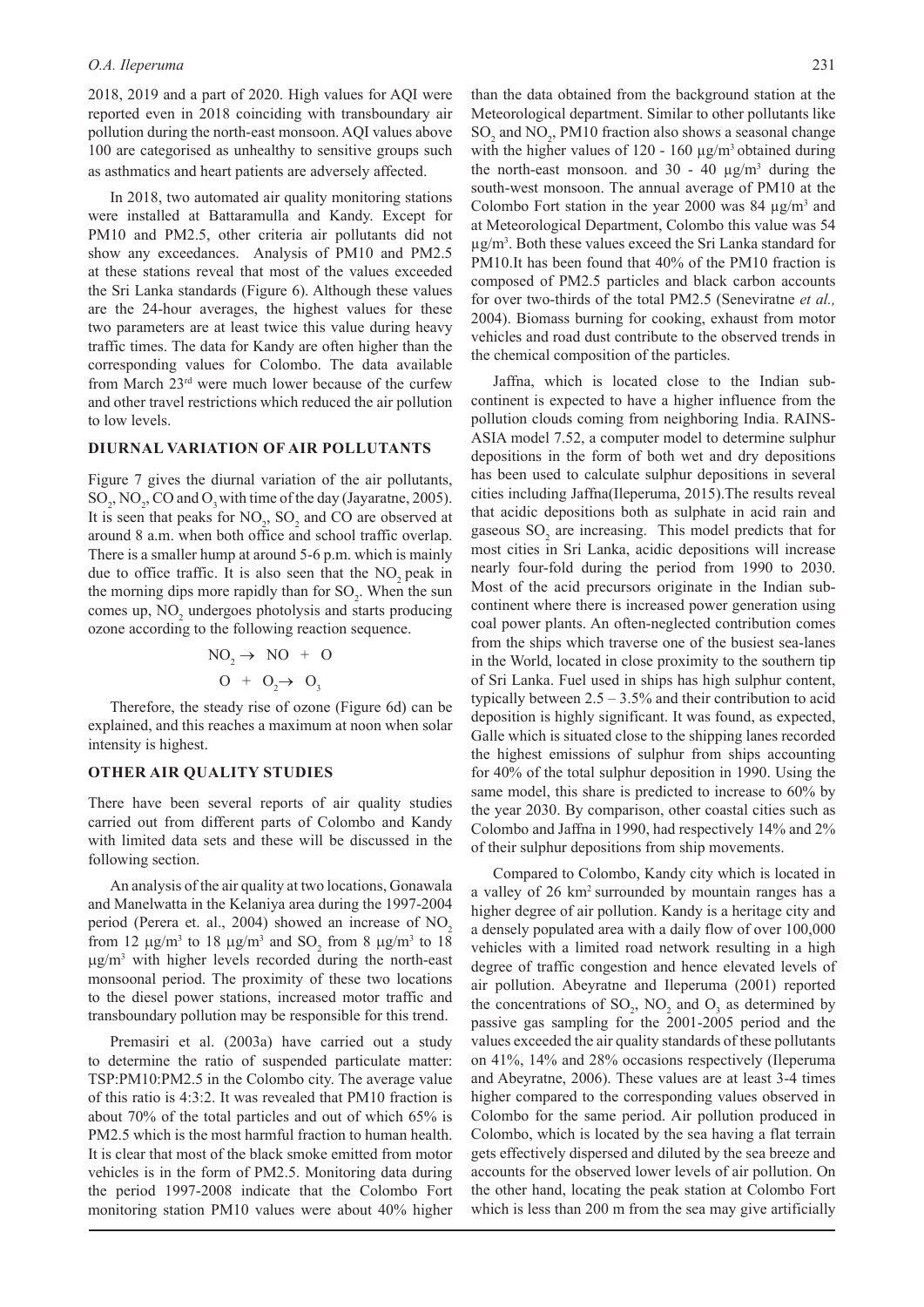2018, 2019 and a part of 2020. High values for AQI were reported even in 2018 coinciding with transboundary air pollution during the north-east monsoon. AQI values above 100 are categorised as unhealthy to sensitive groups such as asthmatics and heart patients are adversely affected.

In 2018, two automated air quality monitoring stations were installed at Battaramulla and Kandy. Except for PM10 and PM2.5, other criteria air pollutants did not show any exceedances. Analysis of PM10 and PM2.5 at these stations reveal that most of the values exceeded the Sri Lanka standards (Figure 6). Although these values are the 24-hour averages, the highest values for these two parameters are at least twice this value during heavy traffic times. The data for Kandy are often higher than the corresponding values for Colombo. The data available from March 23rd were much lower because of the curfew and other travel restrictions which reduced the air pollution to low levels.

## DIURNAL VARIATION OF AIR POLLUTANTS

Figure 7 gives the diurnal variation of the air pollutants, $SO_2$, $NO_2$, CO and $O_3$ with time of the day (Jayaratne, 2005). It is seen that peaks for $NO_2$, $SO_2$ and CO are observed at around 8 a.m. when both office and school traffic overlap. There is a smaller hump at around 5-6 p.m. which is mainly due to office traffic. It is also seen that the $NO_2$ peak in the morning dips more rapidly than for $SO_2$. When the sun comes up, $NO_2$ undergoes photolysis and starts producing ozone according to the following reaction sequence.

$$NO_2 \rightarrow NO + O$$

$$O + O_2 \rightarrow O_3$$

Therefore, the steady rise of ozone (Figure 6d) can be explained, and this reaches a maximum at noon when solar intensity is highest.

## OTHER AIR QUALITY STUDIES

There have been several reports of air quality studies carried out from different parts of Colombo and Kandy with limited data sets and these will be discussed in the following section.

An analysis of the air quality at two locations, Gonawala and Manelwatta in the Kelaniya area during the 1997-2004 period (Perera et. al., 2004) showed an increase of $NO_2$ from 12 $\mu g/m^3$ to 18 $\mu g/m^3$ and $SO_2$ from 8 $\mu g/m^3$ to 18 $\mu g/m^3$ with higher levels recorded during the north-east monsoonal period. The proximity of these two locations to the diesel power stations, increased motor traffic and transboundary pollution may be responsible for this trend.

Premasiri et al. (2003a) have carried out a study to determine the ratio of suspended particulate matter: TSP:PM10:PM2.5 in the Colombo city. The average value of this ratio is 4:3:2. It was revealed that PM10 fraction is about 70% of the total particles and out of which 65% is PM2.5 which is the most harmful fraction to human health. It is clear that most of the black smoke emitted from motor vehicles is in the form of PM2.5. Monitoring data during the period 1997-2008 indicate that the Colombo Fort monitoring station PM10 values were about 40% higher than the data obtained from the background station at the Meteorological department. Similar to other pollutants like $SO_2$ and $NO_2$, PM10 fraction also shows a seasonal change with the higher values of 120 - 160 $\mu g/m^3$ obtained during the north-east monsoon. and 30 - 40 $\mu g/m^3$ during the south-west monsoon. The annual average of PM10 at the Colombo Fort station in the year 2000 was 84 $\mu g/m^3$ and at Meteorological Department, Colombo this value was 54 $\mu g/m^3$. Both these values exceed the Sri Lanka standard for PM10.It has been found that 40% of the PM10 fraction is composed of PM2.5 particles and black carbon accounts for over two-thirds of the total PM2.5 (Seneviratne *et al.,* 2004). Biomass burning for cooking, exhaust from motor vehicles and road dust contribute to the observed trends in the chemical composition of the particles.

Jaffna, which is located close to the Indian sub-continent is expected to have a higher influence from the pollution clouds coming from neighboring India. RAINS-ASIA model 7.52, a computer model to determine sulphur depositions in the form of both wet and dry depositions has been used to calculate sulphur depositions in several cities including Jaffna(Ileperuma, 2015).The results reveal that acidic depositions both as sulphate in acid rain and gaseous $SO_2$ are increasing. This model predicts that for most cities in Sri Lanka, acidic depositions will increase nearly four-fold during the period from 1990 to 2030. Most of the acid precursors originate in the Indian sub-continent where there is increased power generation using coal power plants. An often-neglected contribution comes from the ships which traverse one of the busiest sea-lanes in the World, located in close proximity to the southern tip of Sri Lanka. Fuel used in ships has high sulphur content, typically between 2.5 – 3.5% and their contribution to acid deposition is highly significant. It was found, as expected, Galle which is situated close to the shipping lanes recorded the highest emissions of sulphur from ships accounting for 40% of the total sulphur deposition in 1990. Using the same model, this share is predicted to increase to 60% by the year 2030. By comparison, other coastal cities such as Colombo and Jaffna in 1990, had respectively 14% and 2% of their sulphur depositions from ship movements.

Compared to Colombo, Kandy city which is located in a valley of 26 $km^2$ surrounded by mountain ranges has a higher degree of air pollution. Kandy is a heritage city and a densely populated area with a daily flow of over 100,000 vehicles with a limited road network resulting in a high degree of traffic congestion and hence elevated levels of air pollution. Abeyratne and Ileperuma (2001) reported the concentrations of $SO_2$, $NO_2$ and $O_3$ as determined by passive gas sampling for the 2001-2005 period and the values exceeded the air quality standards of these pollutants on 41%, 14% and 28% occasions respectively (Ileperuma and Abeyratne, 2006). These values are at least 3-4 times higher compared to the corresponding values observed in Colombo for the same period. Air pollution produced in Colombo, which is located by the sea having a flat terrain gets effectively dispersed and diluted by the sea breeze and accounts for the observed lower levels of air pollution. On the other hand, locating the peak station at Colombo Fort which is less than 200 m from the sea may give artificially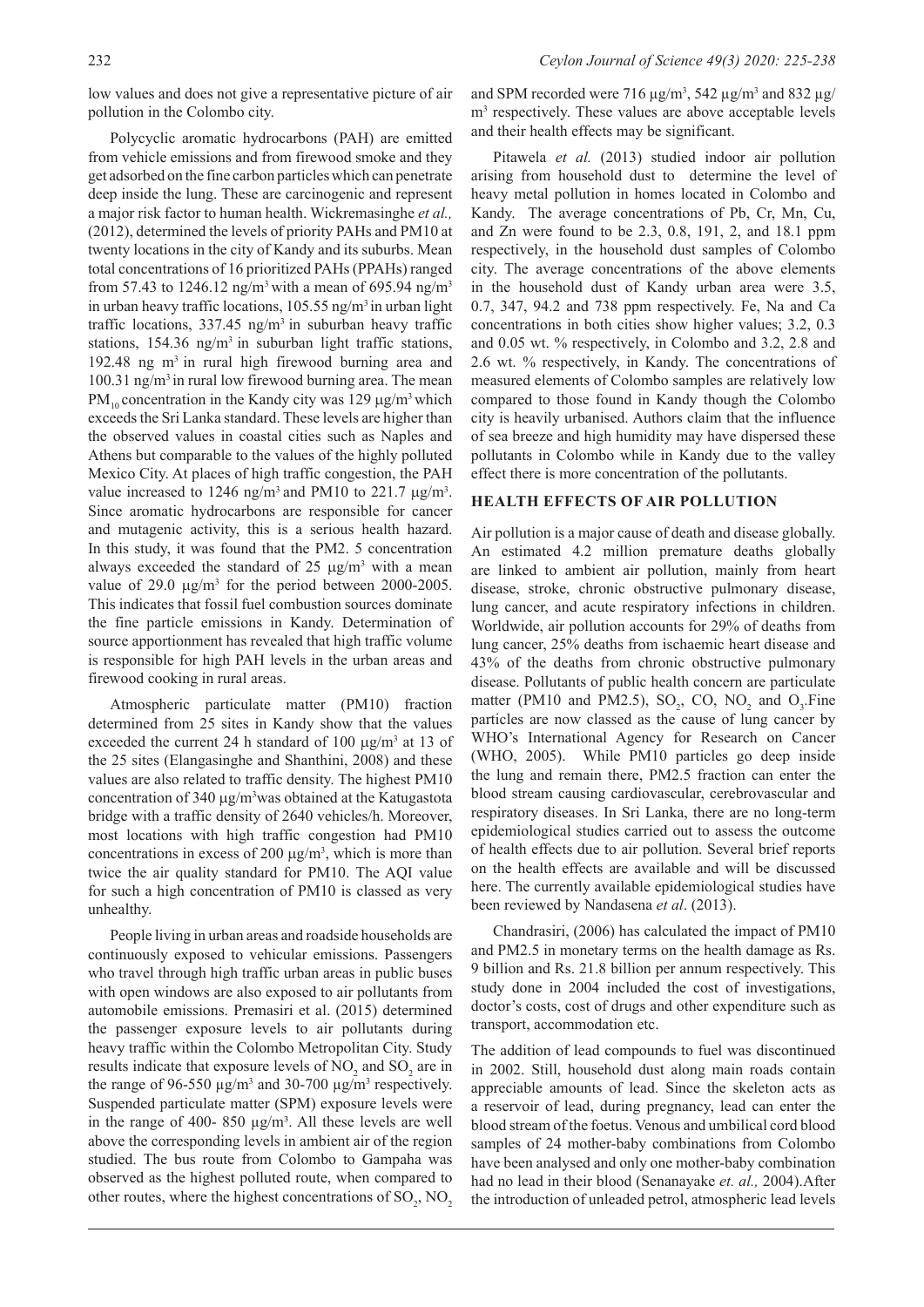low values and does not give a representative picture of air pollution in the Colombo city.

Polycyclic aromatic hydrocarbons (PAH) are emitted from vehicle emissions and from firewood smoke and they get adsorbed on the fine carbon particles which can penetrate deep inside the lung. These are carcinogenic and represent a major risk factor to human health. Wickremasinghe *et al.,* (2012), determined the levels of priority PAHs and PM10 at twenty locations in the city of Kandy and its suburbs. Mean total concentrations of 16 prioritized PAHs (PPAHs) ranged from 57.43 to 1246.12 ng/m$^3$ with a mean of 695.94 ng/m$^3$ in urban heavy traffic locations, 105.55 ng/m$^3$ in urban light traffic locations, 337.45 ng/m$^3$ in suburban heavy traffic stations, 154.36 ng/m$^3$ in suburban light traffic stations, 192.48 ng m$^3$ in rural high firewood burning area and 100.31 ng/m$^3$ in rural low firewood burning area. The mean $PM_{10}$ concentration in the Kandy city was 129 µg/m$^3$ which exceeds the Sri Lanka standard. These levels are higher than the observed values in coastal cities such as Naples and Athens but comparable to the values of the highly polluted Mexico City. At places of high traffic congestion, the PAH value increased to 1246 ng/m$^3$ and PM10 to 221.7 µg/m$^3$. Since aromatic hydrocarbons are responsible for cancer and mutagenic activity, this is a serious health hazard. In this study, it was found that the PM2. 5 concentration always exceeded the standard of 25 µg/m$^3$ with a mean value of 29.0 µg/m$^3$ for the period between 2000-2005. This indicates that fossil fuel combustion sources dominate the fine particle emissions in Kandy. Determination of source apportionment has revealed that high traffic volume is responsible for high PAH levels in the urban areas and firewood cooking in rural areas.

Atmospheric particulate matter (PM10) fraction determined from 25 sites in Kandy show that the values exceeded the current 24 h standard of 100 µg/m$^3$ at 13 of the 25 sites (Elangasinghe and Shanthini, 2008) and these values are also related to traffic density. The highest PM10 concentration of 340 µg/m$^3$was obtained at the Katugastota bridge with a traffic density of 2640 vehicles/h. Moreover, most locations with high traffic congestion had PM10 concentrations in excess of 200 µg/m$^3$, which is more than twice the air quality standard for PM10. The AQI value for such a high concentration of PM10 is classed as very unhealthy.

People living in urban areas and roadside households are continuously exposed to vehicular emissions. Passengers who travel through high traffic urban areas in public buses with open windows are also exposed to air pollutants from automobile emissions. Premasiri et al. (2015) determined the passenger exposure levels to air pollutants during heavy traffic within the Colombo Metropolitan City. Study results indicate that exposure levels of $NO_2$ and $SO_2$ are in the range of 96-550 µg/m$^3$ and 30-700 µg/m$^3$ respectively. Suspended particulate matter (SPM) exposure levels were in the range of 400- 850 µg/m$^3$. All these levels are well above the corresponding levels in ambient air of the region studied. The bus route from Colombo to Gampaha was observed as the highest polluted route, when compared to other routes, where the highest concentrations of $SO_2$, $NO_2$ and SPM recorded were 716 µg/m$^3$, 542 µg/m$^3$ and 832 µg/m$^3$ respectively. These values are above acceptable levels and their health effects may be significant.

Pitawela *et al.* (2013) studied indoor air pollution arising from household dust to determine the level of heavy metal pollution in homes located in Colombo and Kandy. The average concentrations of Pb, Cr, Mn, Cu, and Zn were found to be 2.3, 0.8, 191, 2, and 18.1 ppm respectively, in the household dust samples of Colombo city. The average concentrations of the above elements in the household dust of Kandy urban area were 3.5, 0.7, 347, 94.2 and 738 ppm respectively. Fe, Na and Ca concentrations in both cities show higher values; 3.2, 0.3 and 0.05 wt. % respectively, in Colombo and 3.2, 2.8 and 2.6 wt. % respectively, in Kandy. The concentrations of measured elements of Colombo samples are relatively low compared to those found in Kandy though the Colombo city is heavily urbanised. Authors claim that the influence of sea breeze and high humidity may have dispersed these pollutants in Colombo while in Kandy due to the valley effect there is more concentration of the pollutants.

## HEALTH EFFECTS OF AIR POLLUTION

Air pollution is a major cause of death and disease globally. An estimated 4.2 million premature deaths globally are linked to ambient air pollution, mainly from heart disease, stroke, chronic obstructive pulmonary disease, lung cancer, and acute respiratory infections in children. Worldwide, air pollution accounts for 29% of deaths from lung cancer, 25% deaths from ischaemic heart disease and 43% of the deaths from chronic obstructive pulmonary disease. Pollutants of public health concern are particulate matter (PM10 and PM2.5), $SO_2$, CO, $NO_2$ and $O_3$.Fine particles are now classed as the cause of lung cancer by WHO's International Agency for Research on Cancer (WHO, 2005). While PM10 particles go deep inside the lung and remain there, PM2.5 fraction can enter the blood stream causing cardiovascular, cerebrovascular and respiratory diseases. In Sri Lanka, there are no long-term epidemiological studies carried out to assess the outcome of health effects due to air pollution. Several brief reports on the health effects are available and will be discussed here. The currently available epidemiological studies have been reviewed by Nandasena *et al*. (2013).

Chandrasiri, (2006) has calculated the impact of PM10 and PM2.5 in monetary terms on the health damage as Rs. 9 billion and Rs. 21.8 billion per annum respectively. This study done in 2004 included the cost of investigations, doctor's costs, cost of drugs and other expenditure such as transport, accommodation etc.

The addition of lead compounds to fuel was discontinued in 2002. Still, household dust along main roads contain appreciable amounts of lead. Since the skeleton acts as a reservoir of lead, during pregnancy, lead can enter the blood stream of the foetus. Venous and umbilical cord blood samples of 24 mother-baby combinations from Colombo have been analysed and only one mother-baby combination had no lead in their blood (Senanayake *et. al.,* 2004).After the introduction of unleaded petrol, atmospheric lead levels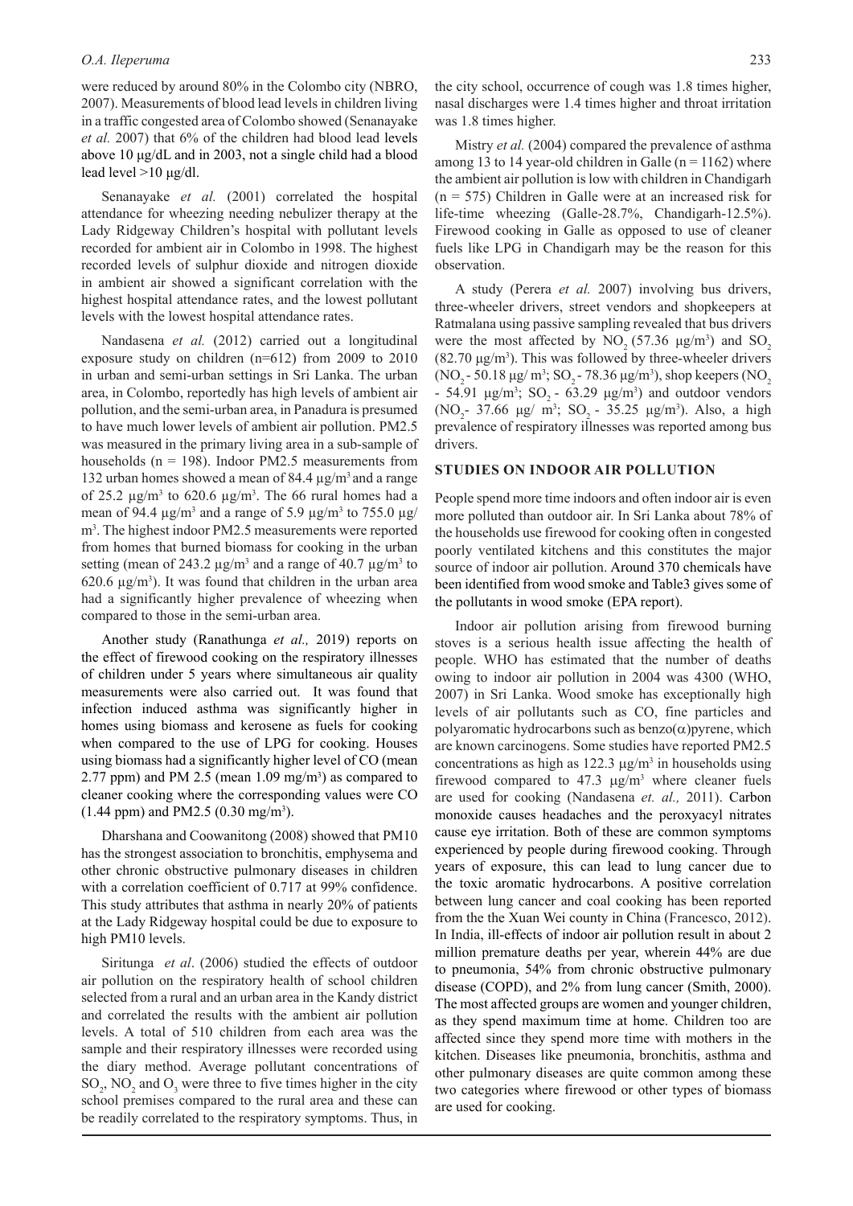were reduced by around 80% in the Colombo city (NBRO, 2007). Measurements of blood lead levels in children living in a traffic congested area of Colombo showed (Senanayake *et al.* 2007) that 6% of the children had blood lead levels above 10 μg/dL and in 2003, not a single child had a blood lead level >10 μg/dl.

Senanayake *et al.* (2001) correlated the hospital attendance for wheezing needing nebulizer therapy at the Lady Ridgeway Children's hospital with pollutant levels recorded for ambient air in Colombo in 1998. The highest recorded levels of sulphur dioxide and nitrogen dioxide in ambient air showed a significant correlation with the highest hospital attendance rates, and the lowest pollutant levels with the lowest hospital attendance rates.

Nandasena *et al.* (2012) carried out a longitudinal exposure study on children (n=612) from 2009 to 2010 in urban and semi-urban settings in Sri Lanka. The urban area, in Colombo, reportedly has high levels of ambient air pollution, and the semi-urban area, in Panadura is presumed to have much lower levels of ambient air pollution. PM2.5 was measured in the primary living area in a sub-sample of households (n = 198). Indoor PM2.5 measurements from 132 urban homes showed a mean of 84.4 μg/m$^3$ and a range of 25.2 μg/m$^3$ to 620.6 μg/m$^3$. The 66 rural homes had a mean of 94.4 μg/m$^3$ and a range of 5.9 μg/m$^3$ to 755.0 μg/m$^3$. The highest indoor PM2.5 measurements were reported from homes that burned biomass for cooking in the urban setting (mean of 243.2 μg/m$^3$ and a range of 40.7 μg/m$^3$ to 620.6 μg/m$^3$). It was found that children in the urban area had a significantly higher prevalence of wheezing when compared to those in the semi-urban area.

Another study (Ranathunga *et al.,* 2019) reports on the effect of firewood cooking on the respiratory illnesses of children under 5 years where simultaneous air quality measurements were also carried out. It was found that infection induced asthma was significantly higher in homes using biomass and kerosene as fuels for cooking when compared to the use of LPG for cooking. Houses using biomass had a significantly higher level of CO (mean 2.77 ppm) and PM 2.5 (mean 1.09 mg/m$^3$) as compared to cleaner cooking where the corresponding values were CO (1.44 ppm) and PM2.5 (0.30 mg/m$^3$).

Dharshana and Coowanitong (2008) showed that PM10 has the strongest association to bronchitis, emphysema and other chronic obstructive pulmonary diseases in children with a correlation coefficient of 0.717 at 99% confidence. This study attributes that asthma in nearly 20% of patients at the Lady Ridgeway hospital could be due to exposure to high PM10 levels.

Siritunga *et al*. (2006) studied the effects of outdoor air pollution on the respiratory health of school children selected from a rural and an urban area in the Kandy district and correlated the results with the ambient air pollution levels. A total of 510 children from each area was the sample and their respiratory illnesses were recorded using the diary method. Average pollutant concentrations of $SO_2$, $NO_2$ and $O_3$ were three to five times higher in the city school premises compared to the rural area and these can be readily correlated to the respiratory symptoms. Thus, in the city school, occurrence of cough was 1.8 times higher, nasal discharges were 1.4 times higher and throat irritation was 1.8 times higher.

Mistry *et al.* (2004) compared the prevalence of asthma among 13 to 14 year-old children in Galle (n = 1162) where the ambient air pollution is low with children in Chandigarh (n = 575) Children in Galle were at an increased risk for life-time wheezing (Galle-28.7%, Chandigarh-12.5%). Firewood cooking in Galle as opposed to use of cleaner fuels like LPG in Chandigarh may be the reason for this observation.

A study (Perera *et al.* 2007) involving bus drivers, three-wheeler drivers, street vendors and shopkeepers at Ratmalana using passive sampling revealed that bus drivers were the most affected by $NO_2$ (57.36 μg/m$^3$) and $SO_2$ (82.70 μg/m$^3$). This was followed by three-wheeler drivers ($NO_2$ - 50.18 μg/ m$^3$; $SO_2$ - 78.36 μg/m$^3$), shop keepers ($NO_2$ - 54.91 μg/m$^3$; $SO_2$ - 63.29 μg/m$^3$) and outdoor vendors ($NO_2$ - 37.66 μg/ m$^3$; $SO_2$ - 35.25 μg/m$^3$). Also, a high prevalence of respiratory illnesses was reported among bus drivers.

## STUDIES ON INDOOR AIR POLLUTION

People spend more time indoors and often indoor air is even more polluted than outdoor air. In Sri Lanka about 78% of the households use firewood for cooking often in congested poorly ventilated kitchens and this constitutes the major source of indoor air pollution. Around 370 chemicals have been identified from wood smoke and Table3 gives some of the pollutants in wood smoke (EPA report).

Indoor air pollution arising from firewood burning stoves is a serious health issue affecting the health of people. WHO has estimated that the number of deaths owing to indoor air pollution in 2004 was 4300 (WHO, 2007) in Sri Lanka. Wood smoke has exceptionally high levels of air pollutants such as CO, fine particles and polyaromatic hydrocarbons such as benzo($\alpha$)pyrene, which are known carcinogens. Some studies have reported PM2.5 concentrations as high as 122.3 μg/m$^3$ in households using firewood compared to 47.3 μg/m$^3$ where cleaner fuels are used for cooking (Nandasena *et. al.,* 2011). Carbon monoxide causes headaches and the peroxyacyl nitrates cause eye irritation. Both of these are common symptoms experienced by people during firewood cooking. Through years of exposure, this can lead to lung cancer due to the toxic aromatic hydrocarbons. A positive correlation between lung cancer and coal cooking has been reported from the the Xuan Wei county in China (Francesco, 2012). In India, ill-effects of indoor air pollution result in about 2 million premature deaths per year, wherein 44% are due to pneumonia, 54% from chronic obstructive pulmonary disease (COPD), and 2% from lung cancer (Smith, 2000). The most affected groups are women and younger children, as they spend maximum time at home. Children too are affected since they spend more time with mothers in the kitchen. Diseases like pneumonia, bronchitis, asthma and other pulmonary diseases are quite common among these two categories where firewood or other types of biomass are used for cooking.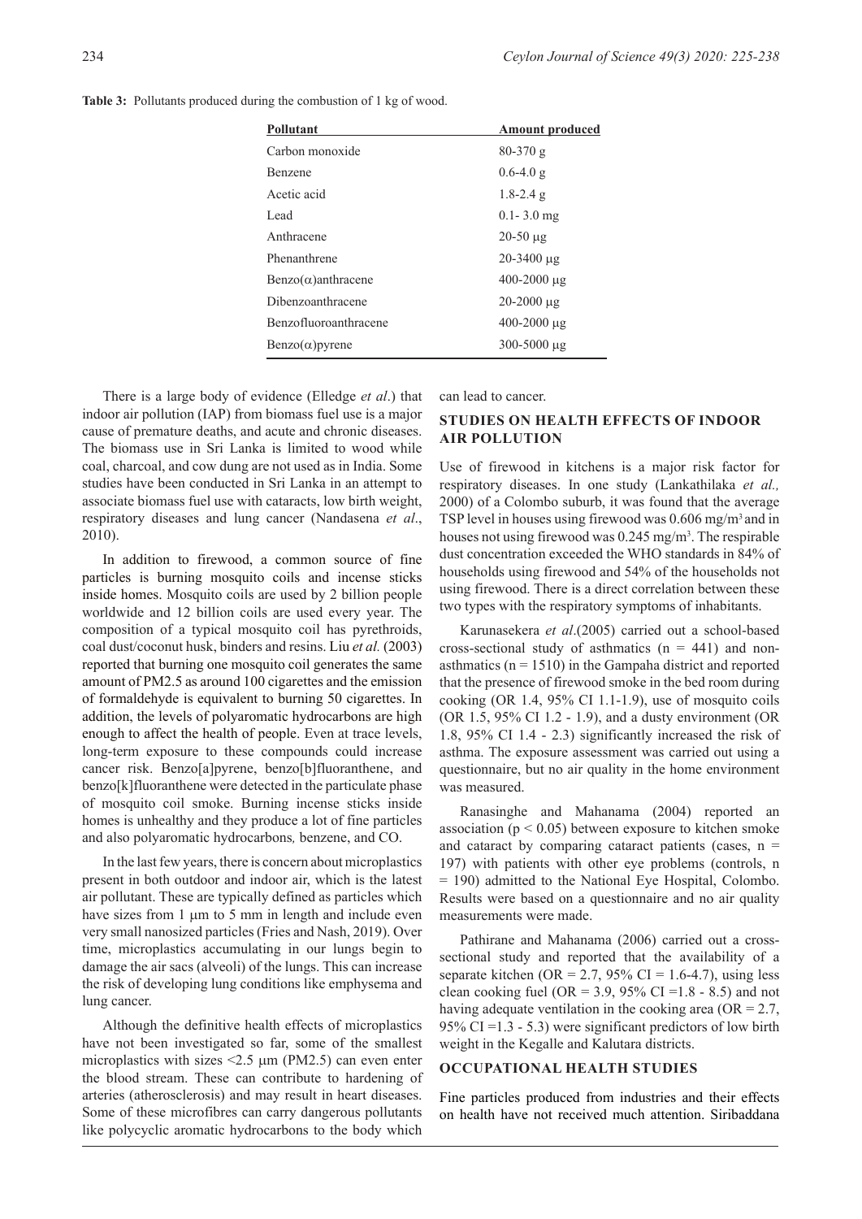**Table 3:** Pollutants produced during the combustion of 1 kg of wood.

| Pollutant | Amount produced |
|---|---|
| Carbon monoxide | 80-370 g |
| Benzene | 0.6-4.0 g |
| Acetic acid | 1.8-2.4 g |
| Lead | 0.1- 3.0 mg |
| Anthracene | 20-50 μg |
| Phenanthrene | 20-3400 μg |
| Benzo(α)anthracene | 400-2000 μg |
| Dibenzoanthracene | 20-2000 μg |
| Benzofluoroanthracene | 400-2000 μg |
| Benzo(α)pyrene | 300-5000 μg |

There is a large body of evidence (Elledge *et al*.) that indoor air pollution (IAP) from biomass fuel use is a major cause of premature deaths, and acute and chronic diseases. The biomass use in Sri Lanka is limited to wood while coal, charcoal, and cow dung are not used as in India. Some studies have been conducted in Sri Lanka in an attempt to associate biomass fuel use with cataracts, low birth weight, respiratory diseases and lung cancer (Nandasena *et al*., 2010).

In addition to firewood, a common source of fine particles is burning mosquito coils and incense sticks inside homes. Mosquito coils are used by 2 billion people worldwide and 12 billion coils are used every year. The composition of a typical mosquito coil has pyrethroids, coal dust/coconut husk, binders and resins. Liu *et al.* (2003) reported that burning one mosquito coil generates the same amount of PM2.5 as around 100 cigarettes and the emission of formaldehyde is equivalent to burning 50 cigarettes. In addition, the levels of polyaromatic hydrocarbons are high enough to affect the health of people. Even at trace levels, long-term exposure to these compounds could increase cancer risk. Benzo[a]pyrene, benzo[b]fluoranthene, and benzo[k]fluoranthene were detected in the particulate phase of mosquito coil smoke. Burning incense sticks inside homes is unhealthy and they produce a lot of fine particles and also polyaromatic hydrocarbons*,* benzene, and CO.

In the last few years, there is concern about microplastics present in both outdoor and indoor air, which is the latest air pollutant. These are typically defined as particles which have sizes from 1 μm to 5 mm in length and include even very small nanosized particles (Fries and Nash, 2019). Over time, microplastics accumulating in our lungs begin to damage the air sacs (alveoli) of the lungs. This can increase the risk of developing lung conditions like emphysema and lung cancer.

Although the definitive health effects of microplastics have not been investigated so far, some of the smallest microplastics with sizes <2.5 μm (PM2.5) can even enter the blood stream. These can contribute to hardening of arteries (atherosclerosis) and may result in heart diseases. Some of these microfibres can carry dangerous pollutants like polycyclic aromatic hydrocarbons to the body which can lead to cancer.

## STUDIES ON HEALTH EFFECTS OF INDOOR AIR POLLUTION

Use of firewood in kitchens is a major risk factor for respiratory diseases. In one study (Lankathilaka *et al.,* 2000) of a Colombo suburb, it was found that the average TSP level in houses using firewood was 0.606 mg/m$^3$ and in houses not using firewood was 0.245 mg/m$^3$. The respirable dust concentration exceeded the WHO standards in 84% of households using firewood and 54% of the households not using firewood. There is a direct correlation between these two types with the respiratory symptoms of inhabitants.

Karunasekera *et al*.(2005) carried out a school-based cross-sectional study of asthmatics ($n = 441$) and non-asthmatics ($n = 1510$) in the Gampaha district and reported that the presence of firewood smoke in the bed room during cooking (OR 1.4, 95% CI 1.1-1.9), use of mosquito coils (OR 1.5, 95% CI 1.2 - 1.9), and a dusty environment (OR 1.8, 95% CI 1.4 - 2.3) significantly increased the risk of asthma. The exposure assessment was carried out using a questionnaire, but no air quality in the home environment was measured.

Ranasinghe and Mahanama (2004) reported an association ($p < 0.05$) between exposure to kitchen smoke and cataract by comparing cataract patients (cases, $n = 197$) with patients with other eye problems (controls, $n = 190$) admitted to the National Eye Hospital, Colombo. Results were based on a questionnaire and no air quality measurements were made.

Pathirane and Mahanama (2006) carried out a cross-sectional study and reported that the availability of a separate kitchen (OR = 2.7, 95% CI = 1.6-4.7), using less clean cooking fuel (OR = 3.9, 95% CI =1.8 - 8.5) and not having adequate ventilation in the cooking area (OR = 2.7, 95% CI =1.3 - 5.3) were significant predictors of low birth weight in the Kegalle and Kalutara districts.

## OCCUPATIONAL HEALTH STUDIES

Fine particles produced from industries and their effects on health have not received much attention. Siribaddana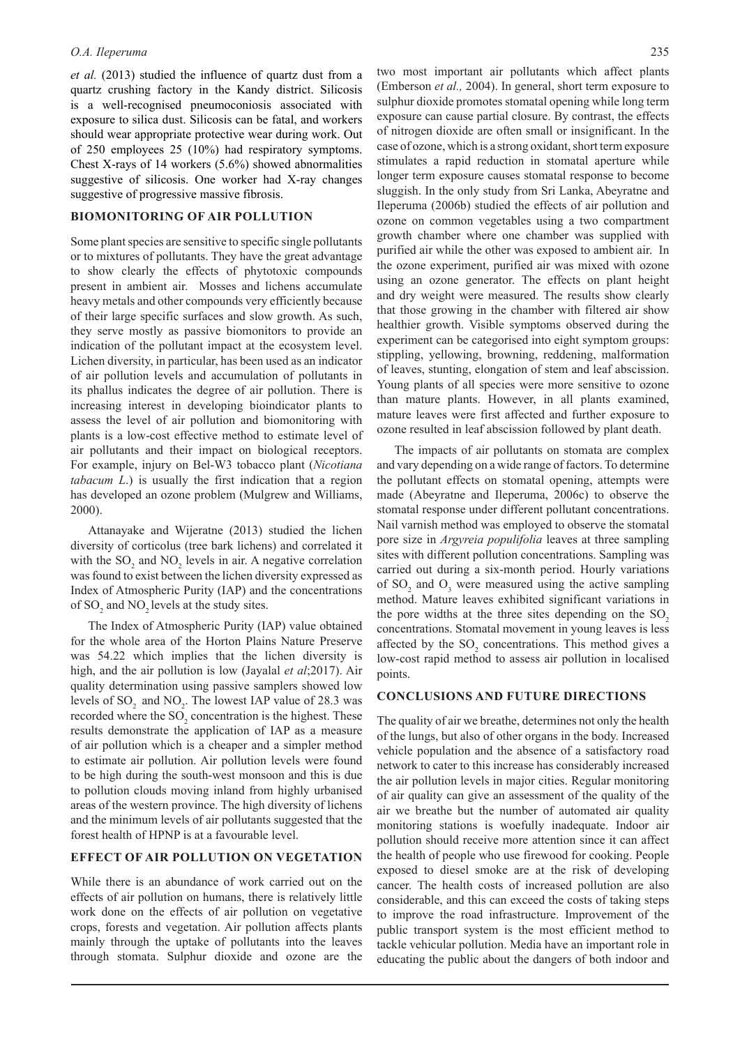*et al.* (2013) studied the influence of quartz dust from a quartz crushing factory in the Kandy district. Silicosis is a well-recognised pneumoconiosis associated with exposure to silica dust. Silicosis can be fatal, and workers should wear appropriate protective wear during work. Out of 250 employees 25 (10%) had respiratory symptoms. Chest X-rays of 14 workers (5.6%) showed abnormalities suggestive of silicosis. One worker had X-ray changes suggestive of progressive massive fibrosis.

## BIOMONITORING OF AIR POLLUTION

Some plant species are sensitive to specific single pollutants or to mixtures of pollutants. They have the great advantage to show clearly the effects of phytotoxic compounds present in ambient air. Mosses and lichens accumulate heavy metals and other compounds very efficiently because of their large specific surfaces and slow growth. As such, they serve mostly as passive biomonitors to provide an indication of the pollutant impact at the ecosystem level. Lichen diversity, in particular, has been used as an indicator of air pollution levels and accumulation of pollutants in its phallus indicates the degree of air pollution. There is increasing interest in developing bioindicator plants to assess the level of air pollution and biomonitoring with plants is a low-cost effective method to estimate level of air pollutants and their impact on biological receptors. For example, injury on Bel-W3 tobacco plant (*Nicotiana tabacum L*.) is usually the first indication that a region has developed an ozone problem (Mulgrew and Williams, 2000).

Attanayake and Wijeratne (2013) studied the lichen diversity of corticolus (tree bark lichens) and correlated it with the $SO_2$ and $NO_2$ levels in air. A negative correlation was found to exist between the lichen diversity expressed as Index of Atmospheric Purity (IAP) and the concentrations of $SO_2$ and $NO_2$ levels at the study sites.

The Index of Atmospheric Purity (IAP) value obtained for the whole area of the Horton Plains Nature Preserve was 54.22 which implies that the lichen diversity is high, and the air pollution is low (Jayalal *et al*;2017). Air quality determination using passive samplers showed low levels of $SO_2$ and $NO_2$. The lowest IAP value of 28.3 was recorded where the $SO_2$ concentration is the highest. These results demonstrate the application of IAP as a measure of air pollution which is a cheaper and a simpler method to estimate air pollution. Air pollution levels were found to be high during the south-west monsoon and this is due to pollution clouds moving inland from highly urbanised areas of the western province. The high diversity of lichens and the minimum levels of air pollutants suggested that the forest health of HPNP is at a favourable level.

## EFFECT OF AIR POLLUTION ON VEGETATION

While there is an abundance of work carried out on the effects of air pollution on humans, there is relatively little work done on the effects of air pollution on vegetative crops, forests and vegetation. Air pollution affects plants mainly through the uptake of pollutants into the leaves through stomata. Sulphur dioxide and ozone are the two most important air pollutants which affect plants (Emberson *et al.,* 2004). In general, short term exposure to sulphur dioxide promotes stomatal opening while long term exposure can cause partial closure. By contrast, the effects of nitrogen dioxide are often small or insignificant. In the case of ozone, which is a strong oxidant, short term exposure stimulates a rapid reduction in stomatal aperture while longer term exposure causes stomatal response to become sluggish. In the only study from Sri Lanka, Abeyratne and Ileperuma (2006b) studied the effects of air pollution and ozone on common vegetables using a two compartment growth chamber where one chamber was supplied with purified air while the other was exposed to ambient air. In the ozone experiment, purified air was mixed with ozone using an ozone generator. The effects on plant height and dry weight were measured. The results show clearly that those growing in the chamber with filtered air show healthier growth. Visible symptoms observed during the experiment can be categorised into eight symptom groups: stippling, yellowing, browning, reddening, malformation of leaves, stunting, elongation of stem and leaf abscission. Young plants of all species were more sensitive to ozone than mature plants. However, in all plants examined, mature leaves were first affected and further exposure to ozone resulted in leaf abscission followed by plant death.

The impacts of air pollutants on stomata are complex and vary depending on a wide range of factors. To determine the pollutant effects on stomatal opening, attempts were made (Abeyratne and Ileperuma, 2006c) to observe the stomatal response under different pollutant concentrations. Nail varnish method was employed to observe the stomatal pore size in *Argyreia populifolia* leaves at three sampling sites with different pollution concentrations. Sampling was carried out during a six-month period. Hourly variations of $SO_2$ and $O_3$ were measured using the active sampling method. Mature leaves exhibited significant variations in the pore widths at the three sites depending on the $SO_2$ concentrations. Stomatal movement in young leaves is less affected by the $SO_2$ concentrations. This method gives a low-cost rapid method to assess air pollution in localised points.

## CONCLUSIONS AND FUTURE DIRECTIONS

The quality of air we breathe, determines not only the health of the lungs, but also of other organs in the body. Increased vehicle population and the absence of a satisfactory road network to cater to this increase has considerably increased the air pollution levels in major cities. Regular monitoring of air quality can give an assessment of the quality of the air we breathe but the number of automated air quality monitoring stations is woefully inadequate. Indoor air pollution should receive more attention since it can affect the health of people who use firewood for cooking. People exposed to diesel smoke are at the risk of developing cancer. The health costs of increased pollution are also considerable, and this can exceed the costs of taking steps to improve the road infrastructure. Improvement of the public transport system is the most efficient method to tackle vehicular pollution. Media have an important role in educating the public about the dangers of both indoor and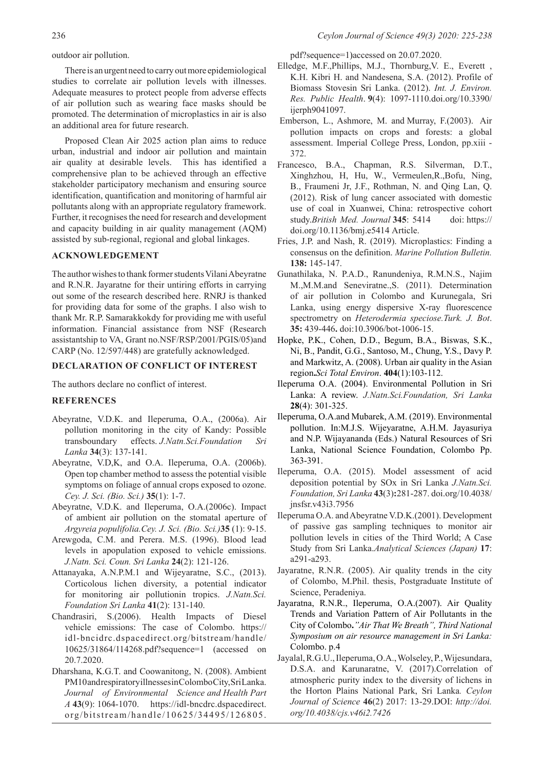outdoor air pollution.

There is an urgent need to carry out more epidemiological studies to correlate air pollution levels with illnesses. Adequate measures to protect people from adverse effects of air pollution such as wearing face masks should be promoted. The determination of microplastics in air is also an additional area for future research.

Proposed Clean Air 2025 action plan aims to reduce urban, industrial and indoor air pollution and maintain air quality at desirable levels. This has identified a comprehensive plan to be achieved through an effective stakeholder participatory mechanism and ensuring source identification, quantification and monitoring of harmful air pollutants along with an appropriate regulatory framework. Further, it recognises the need for research and development and capacity building in air quality management (AQM) assisted by sub-regional, regional and global linkages.

## ACKNOWLEDGEMENT

The author wishes to thank former students Vilani Abeyratne and R.N.R. Jayaratne for their untiring efforts in carrying out some of the research described here. RNRJ is thanked for providing data for some of the graphs. I also wish to thank Mr. R.P. Samarakkokdy for providing me with useful information. Financial assistance from NSF (Research assistantship to VA, Grant no.NSF/RSP/2001/PGIS/05)and CARP (No. 12/597/448) are gratefully acknowledged.

## DECLARATION OF CONFLICT OF INTEREST

The authors declare no conflict of interest.

## REFERENCES

Abeyratne, V.D.K. and Ileperuma, O.A., (2006a). Air pollution monitoring in the city of Kandy: Possible transboundary effects. *J.Natn.Sci.Foundation Sri Lanka* **34**(3): 137-141.

Abeyratne, V.D,K, and O.A. Ileperuma, O.A. (2006b). Open top chamber method to assess the potential visible symptoms on foliage of annual crops exposed to ozone. *Cey. J. Sci. (Bio. Sci.)* **35**(1): 1-7.

Abeyratne, V.D.K. and Ileperuma, O.A.(2006c). Impact of ambient air pollution on the stomatal aperture of *Argyreia populifolia.Cey. J. Sci. (Bio. Sci.)***35** (1): 9-15.

Arewgoda, C.M. and Perera. M.S. (1996). Blood lead levels in apopulation exposed to vehicle emissions. *J.Natn. Sci. Coun. Sri Lanka* **24**(2): 121-126.

Attanayaka, A.N.P.M.1 and Wijeyaratne, S.C., (2013). Corticolous lichen diversity, a potential indicator for monitoring air pollutionin tropics. *J.Natn.Sci. Foundation Sri Lanka* **41**(2): 131-140.

Chandrasiri, S.(2006). Health Impacts of Diesel vehicle emissions: The case of Colombo. https://idl-bncidrc.dspacedirect.org/bitstream/handle/10625/31864/114268.pdf?sequence=1 (accessed on 20.7.2020.

Dharshana, K.G.T. and Coowanitong, N. (2008). Ambient PM10andrespiratoryillnessesinColomboCity,SriLanka. *Journal of Environmental Science and Health Part A* **43**(9): 1064-1070. https://idl-bncdrc.dspacedirect.org/bitstream/handle/10625/34495/126805.pdf?sequence=1)accessed on 20.07.2020.

Elledge, M.F.,Phillips, M.J., Thornburg,V. E., Everett , K.H. Kibri H. and Nandesena, S.A. (2012). Profile of Biomass Stovesin Sri Lanka. (2012). *Int. J. Environ. Res. Public Health*. **9**(4): 1097-1110.doi.org/10.3390/ijerph9041097.

Emberson, L., Ashmore, M. and Murray, F.(2003). Air pollution impacts on crops and forests: a global assessment. Imperial College Press, London, pp.xiii - 372.

Francesco, B.A., Chapman, R.S. Silverman, D.T., Xinghzhou, H, Hu, W., Vermeulen,R.,Bofu, Ning, B., Fraumeni Jr, J.F., Rothman, N. and Qing Lan, Q. (2012). Risk of lung cancer associated with domestic use of coal in Xuanwei, China: retrospective cohort study.*British Med. Journal* **345**: 5414 doi: https://doi.org/10.1136/bmj.e5414 Article.

Fries, J.P. and Nash, R. (2019). Microplastics: Finding a consensus on the definition. *Marine Pollution Bulletin.* **138:** 145-147.

Gunathilaka, N. P.A.D., Ranundeniya, R.M.N.S., Najim M.,M.M.and Seneviratne.,S. (2011). Determination of air pollution in Colombo and Kurunegala, Sri Lanka, using energy dispersive X-ray fluorescence spectrometry on *Heterodermia speciose.Turk. J. Bot*. **35:** 439-446**.** doi:10.3906/bot-1006-15.

Hopke, P.K., Cohen, D.D., Begum, B.A., Biswas, S.K., Ni, B., Pandit, G.G., Santoso, M., Chung, Y.S., Davy P. and Markwitz, A. (2008). Urban air quality in the Asian region**.***Sci Total Environ*. **404**(1):103-112.

Ileperuma O.A. (2004). Environmental Pollution in Sri Lanka: A review. *J.Natn.Sci.Foundation, Sri Lanka* **28**(4): 301-325.

Ileperuma, O.A.and Mubarek, A.M. (2019). Environmental pollution. In:M.J.S. Wijeyaratne, A.H.M. Jayasuriya and N.P. Wijayananda (Eds.) Natural Resources of Sri Lanka, National Science Foundation, Colombo Pp. 363-391.

Ileperuma, O.A. (2015). Model assessment of acid deposition potential by SOx in Sri Lanka *J.Natn.Sci. Foundation, Sri Lanka* **43**(3)**:**281-287. doi.org/10.4038/jnsfsr.v43i3.7956

Ileperuma O.A. and Abeyratne V.D.K.(2001). Development of passive gas sampling techniques to monitor air pollution levels in cities of the Third World; A Case Study from Sri Lanka.*Analytical Sciences (Japan)* **17**: a291-a293.

Jayaratne, R.N.R. (2005). Air quality trends in the city of Colombo, M.Phil. thesis, Postgraduate Institute of Science, Peradeniya.

Jayaratna, R.N.R., Ileperuma, O.A.(2007). Air Quality Trends and Variation Pattern of Air Pollutants in the City of Colombo**.***"Air That We Breath", Third National Symposium on air resource management in Sri Lanka:* Colombo. p.4

Jayalal, R.G.U., Ileperuma, O.A., Wolseley, P., Wijesundara, D.S.A. and Karunaratne, V. (2017).Correlation of atmospheric purity index to the diversity of lichens in the Horton Plains National Park, Sri Lanka*. Ceylon Journal of Science* **46**(2) 2017: 13-29.DOI: *http://doi.org/10.4038/cjs.v46i2.7426*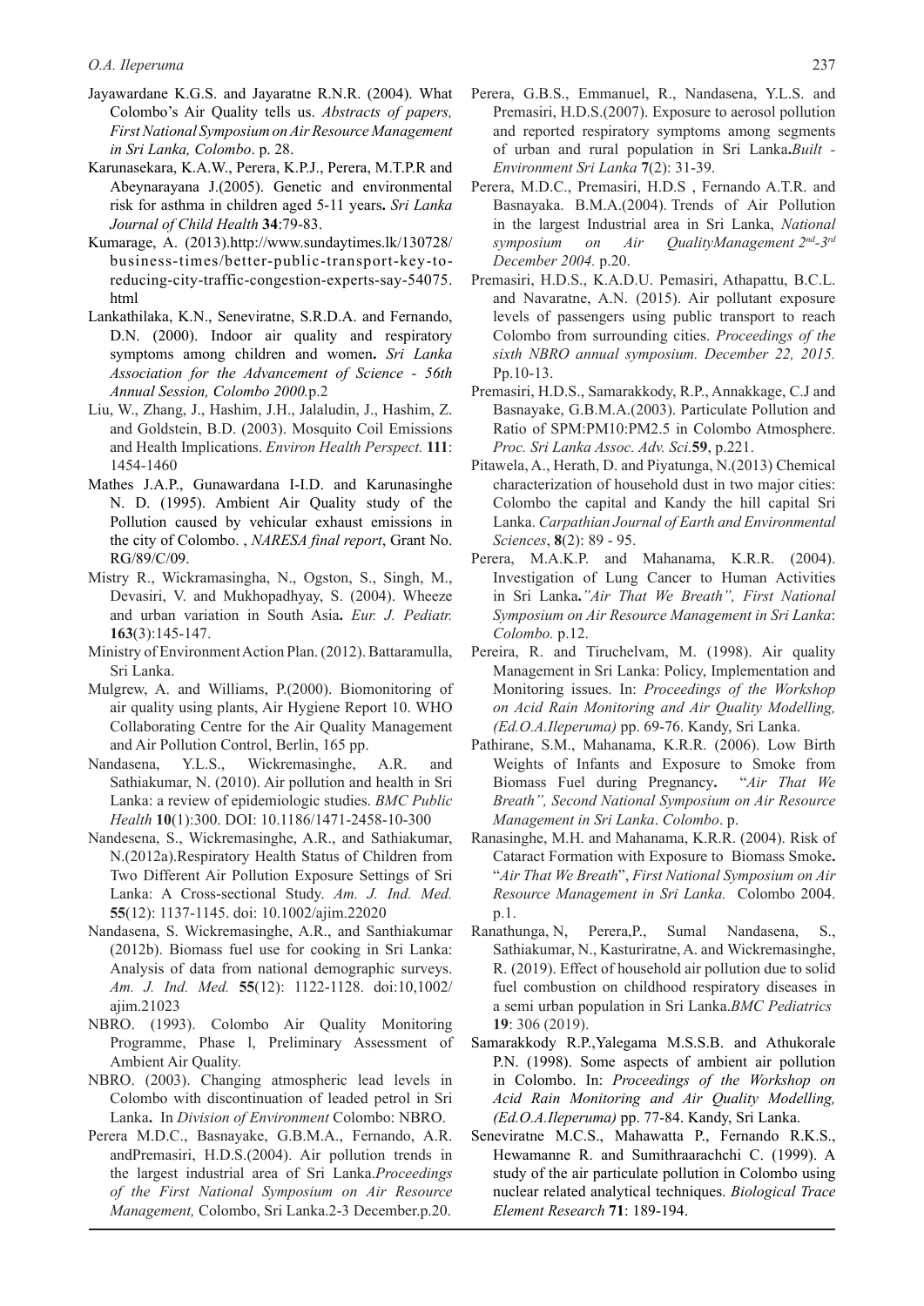Jayawardane K.G.S. and Jayaratne R.N.R. (2004). What Colombo's Air Quality tells us. *Abstracts of papers, First National Symposium on Air Resource Management in Sri Lanka, Colombo*. p. 28.

Karunasekara, K.A.W., Perera, K.P.J., Perera, M.T.P.R and Abeynarayana J.(2005). Genetic and environmental risk for asthma in children aged 5-11 years**.** *Sri Lanka Journal of Child Health* **34**:79-83.

Kumarage, A. (2013).http://www.sundaytimes.lk/130728/business-times/better-public-transport-key-to-reducing-city-traffic-congestion-experts-say-54075.html

Lankathilaka, K.N., Seneviratne, S.R.D.A. and Fernando, D.N. (2000). Indoor air quality and respiratory symptoms among children and women**.** *Sri Lanka Association for the Advancement of Science - 56th Annual Session, Colombo 2000.*p.2

Liu, W., Zhang, J., Hashim, J.H., Jalaludin, J., Hashim, Z. and Goldstein, B.D. (2003). Mosquito Coil Emissions and Health Implications. *Environ Health Perspect.* **111**: 1454-1460

Mathes J.A.P., Gunawardana I-I.D. and Karunasinghe N. D. (1995). Ambient Air Quality study of the Pollution caused by vehicular exhaust emissions in the city of Colombo. , *NARESA final report*, Grant No. RG/89/C/09.

Mistry R., Wickramasingha, N., Ogston, S., Singh, M., Devasiri, V. and Mukhopadhyay, S. (2004). Wheeze and urban variation in South Asia**.** *Eur. J. Pediatr.* **163**(3):145-147.

Ministry of Environment Action Plan. (2012). Battaramulla, Sri Lanka.

Mulgrew, A. and Williams, P.(2000). Biomonitoring of air quality using plants, Air Hygiene Report 10. WHO Collaborating Centre for the Air Quality Management and Air Pollution Control, Berlin, 165 pp.

Nandasena, Y.L.S., Wickremasinghe, A.R. and Sathiakumar, N. (2010). Air pollution and health in Sri Lanka: a review of epidemiologic studies. *BMC Public Health* **10**(1):300. DOI: 10.1186/1471-2458-10-300

Nandesena, S., Wickremasinghe, A.R., and Sathiakumar, N.(2012a).Respiratory Health Status of Children from Two Different Air Pollution Exposure Settings of Sri Lanka: A Cross-sectional Study. *Am. J. Ind. Med.* **55**(12): 1137-1145. doi: 10.1002/ajim.22020

Nandasena, S. Wickremasinghe, A.R., and Santhiakumar (2012b). Biomass fuel use for cooking in Sri Lanka: Analysis of data from national demographic surveys. *Am. J. Ind. Med.* **55**(12): 1122-1128. doi:10,1002/ajim.21023

NBRO. (1993). Colombo Air Quality Monitoring Programme, Phase l, Preliminary Assessment of Ambient Air Quality.

NBRO. (2003). Changing atmospheric lead levels in Colombo with discontinuation of leaded petrol in Sri Lanka**.** In *Division of Environment* Colombo: NBRO*.*

Perera M.D.C., Basnayake, G.B.M.A., Fernando, A.R. andPremasiri, H.D.S.(2004). Air pollution trends in the largest industrial area of Sri Lanka.*Proceedings of the First National Symposium on Air Resource Management,* Colombo, Sri Lanka.2-3 December.p.20.

Perera, G.B.S., Emmanuel, R., Nandasena, Y.L.S. and Premasiri, H.D.S.(2007). Exposure to aerosol pollution and reported respiratory symptoms among segments of urban and rural population in Sri Lanka**.***Built - Environment Sri Lanka* **7**(2): 31-39.

Perera, M.D.C., Premasiri, H.D.S , Fernando A.T.R. and Basnayaka. B.M.A.(2004). Trends of Air Pollution in the largest Industrial area in Sri Lanka, *National symposium on Air QualityManagement 2nd-3rd December 2004.* p.20.

Premasiri, H.D.S., K.A.D.U. Pemasiri, Athapattu, B.C.L. and Navaratne, A.N. (2015). Air pollutant exposure levels of passengers using public transport to reach Colombo from surrounding cities. *Proceedings of the sixth NBRO annual symposium. December 22, 2015.* Pp.10-13.

Premasiri, H.D.S., Samarakkody, R.P., Annakkage, C.J and Basnayake, G.B.M.A.(2003). Particulate Pollution and Ratio of SPM:PM10:PM2.5 in Colombo Atmosphere. *Proc. Sri Lanka Assoc. Adv. Sci.***59**, p.221.

Pitawela, A., Herath, D. and Piyatunga, N.(2013) Chemical characterization of household dust in two major cities: Colombo the capital and Kandy the hill capital Sri Lanka. *Carpathian Journal of Earth and Environmental Sciences*, **8**(2): 89 - 95.

Perera, M.A.K.P. and Mahanama, K.R.R. (2004). Investigation of Lung Cancer to Human Activities in Sri Lanka**.***"Air That We Breath", First National Symposium on Air Resource Management in Sri Lanka*: *Colombo.* p.12.

Pereira, R. and Tiruchelvam, M. (1998). Air quality Management in Sri Lanka: Policy, Implementation and Monitoring issues. In: *Proceedings of the Workshop on Acid Rain Monitoring and Air Quality Modelling, (Ed.O.A.Ileperuma)* pp. 69-76. Kandy, Sri Lanka.

Pathirane, S.M., Mahanama, K.R.R. (2006). Low Birth Weights of Infants and Exposure to Smoke from Biomass Fuel during Pregnancy**.** "*Air That We Breath", Second National Symposium on Air Resource Management in Sri Lanka*. *Colombo*. p.

Ranasinghe, M.H. and Mahanama, K.R.R. (2004). Risk of Cataract Formation with Exposure to Biomass Smoke**.** "*Air That We Breath*", *First National Symposium on Air Resource Management in Sri Lanka.* Colombo 2004. p.1.

Ranathunga, N, Perera,P., Sumal Nandasena, S., Sathiakumar, N., Kasturiratne, A. and Wickremasinghe, R. (2019). Effect of household air pollution due to solid fuel combustion on childhood respiratory diseases in a semi urban population in Sri Lanka.*BMC Pediatrics* **19**: 306 (2019).

Samarakkody R.P.,Yalegama M.S.S.B. and Athukorale P.N. (1998). Some aspects of ambient air pollution in Colombo. In: *Proceedings of the Workshop on Acid Rain Monitoring and Air Quality Modelling, (Ed.O.A.Ileperuma)* pp. 77-84. Kandy, Sri Lanka.

Seneviratne M.C.S., Mahawatta P., Fernando R.K.S., Hewamanne R. and Sumithraarachchi C. (1999). A study of the air particulate pollution in Colombo using nuclear related analytical techniques. *Biological Trace Element Research* **71**: 189-194.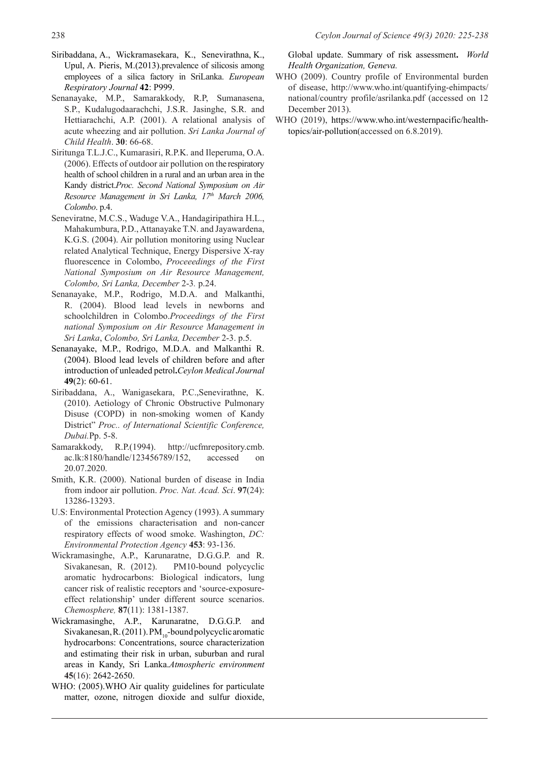Siribaddana, A., Wickramasekara, K., Senevirathna, K., Upul, A. Pieris, M.(2013).prevalence of silicosis among employees of a silica factory in SriLanka. *European Respiratory Journal* **42**: P999.

Senanayake, M.P., Samarakkody, R.P, Sumanasena, S.P., Kudalugodaarachchi, J.S.R. Jasinghe, S.R. and Hettiarachchi, A.P. (2001). A relational analysis of acute wheezing and air pollution. *Sri Lanka Journal of Child Health*. **30**: 66-68.

Siritunga T.L.J.C., Kumarasiri, R.P.K. and Ileperuma, O.A. (2006). Effects of outdoor air pollution on the respiratory health of school children in a rural and an urban area in the Kandy district.*Proc. Second National Symposium on Air Resource Management in Sri Lanka, 17th March 2006, Colombo*. p.4.

Seneviratne, M.C.S., Waduge V.A., Handagiripathira H.L., Mahakumbura, P.D., Attanayake T.N. and Jayawardena, K.G.S. (2004). Air pollution monitoring using Nuclear related Analytical Technique, Energy Dispersive X-ray fluorescence in Colombo, *Proceeedings of the First National Symposium on Air Resource Management, Colombo, Sri Lanka, December* 2-3*.* p.24.

Senanayake, M.P., Rodrigo, M.D.A. and Malkanthi, R. (2004). Blood lead levels in newborns and schoolchildren in Colombo.*Proceedings of the First national Symposium on Air Resource Management in Sri Lanka*, *Colombo, Sri Lanka, December* 2-3. p.5.

Senanayake, M.P., Rodrigo, M.D.A. and Malkanthi R. (2004). Blood lead levels of children before and after introduction of unleaded petrol**.***Ceylon Medical Journal* **49**(2): 60-61.

Siribaddana, A., Wanigasekara, P.C.,Senevirathne, K. (2010). Aetiology of Chronic Obstructive Pulmonary Disuse (COPD) in non-smoking women of Kandy District" *Proc.. of International Scientific Conference, Dubai.*Pp. 5-8.

Samarakkody, R.P.(1994). http://ucfmrepository.cmb.ac.lk:8180/handle/123456789/152, accessed on 20.07.2020.

Smith, K.R. (2000). National burden of disease in India from indoor air pollution. *Proc. Nat. Acad. Sci*. **97**(24): 13286-13293.

U.S: Environmental Protection Agency (1993). A summary of the emissions characterisation and non-cancer respiratory effects of wood smoke. Washington, *DC: Environmental Protection Agency* **453**: 93-136.

Wickramasinghe, A.P., Karunaratne, D.G.G.P. and R. Sivakanesan, R. (2012). PM10-bound polycyclic aromatic hydrocarbons: Biological indicators, lung cancer risk of realistic receptors and 'source-exposure-effect relationship' under different source scenarios. *Chemosphere,* **87**(11): 1381-1387.

Wickramasinghe, A.P., Karunaratne, D.G.G.P. and Sivakanesan, R. (2011). $PM_{10}$-bound polycyclic aromatic hydrocarbons: Concentrations, source characterization and estimating their risk in urban, suburban and rural areas in Kandy, Sri Lanka.*Atmospheric environment* **45**(16): 2642-2650.

WHO: (2005).WHO Air quality guidelines for particulate matter, ozone, nitrogen dioxide and sulfur dioxide, Global update. Summary of risk assessment**.** *World Health Organization, Geneva.*

WHO (2009). Country profile of Environmental burden of disease, http://www.who.int/quantifying-ehimpacts/national/country profile/asrilanka.pdf (accessed on 12 December 2013).

WHO (2019), https://www.who.int/westernpacific/health-topics/air-pollution(accessed on 6.8.2019).